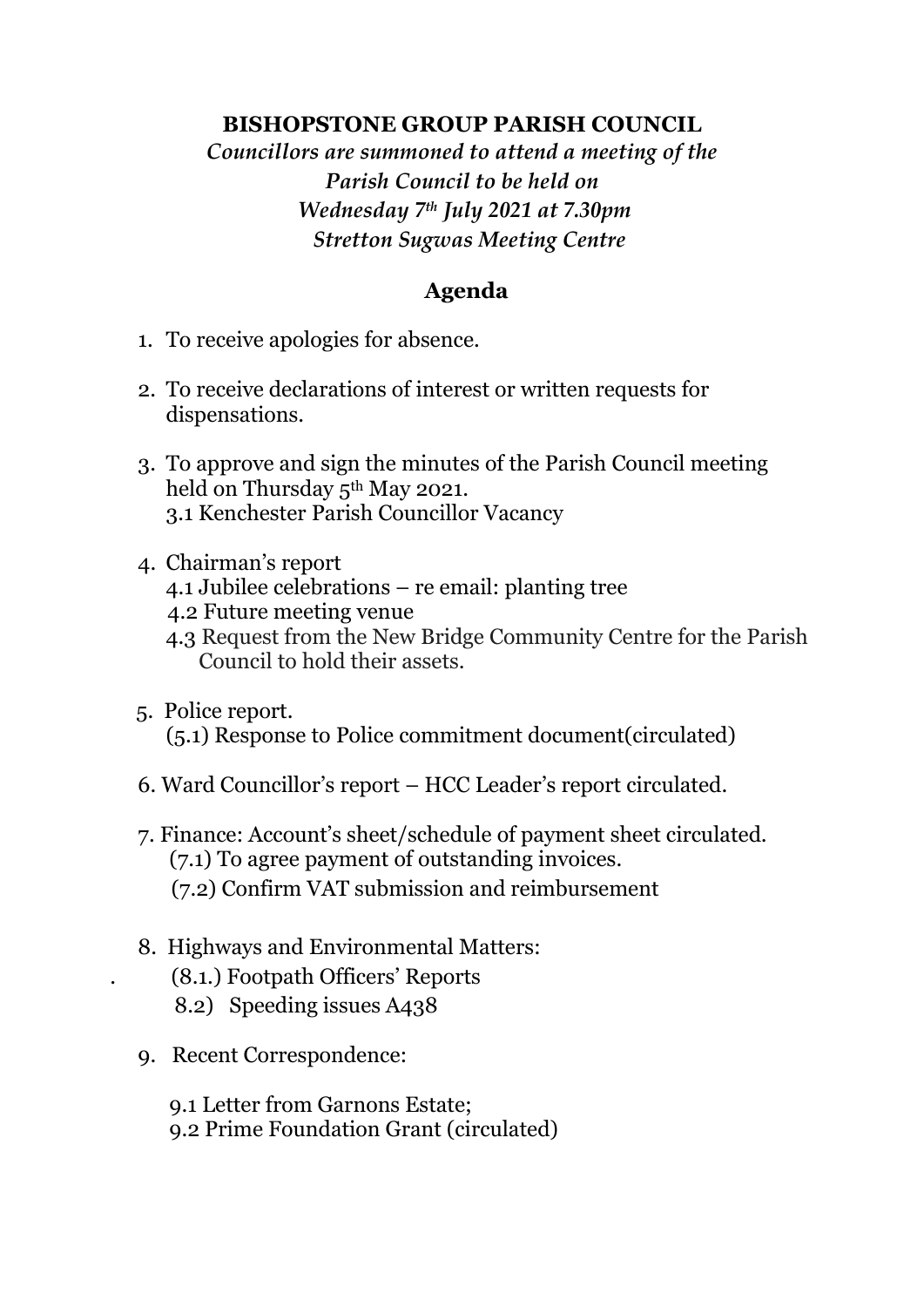**BISHOPSTONE GROUP PARISH COUNCIL**

*Councillors are summoned to attend a meeting of the Parish Council to be held on Wednesday 7th July 2021 at 7.30pm Stretton Sugwas Meeting Centre*

## Agenda

1. To receive apologies for absence.

2. To receive declarations of interest or written requests for dispensations.

3. To approve and sign the minutes of the Parish Council meeting held on Thursday 5th May 2021.
   3.1 Kenchester Parish Councillor Vacancy

4. Chairman's report
   4.1 Jubilee celebrations – re email: planting tree
   4.2 Future meeting venue
   4.3 Request from the New Bridge Community Centre for the Parish Council to hold their assets.

5. Police report.
   (5.1) Response to Police commitment document(circulated)

6. Ward Councillor's report – HCC Leader's report circulated.

7. Finance: Account's sheet/schedule of payment sheet circulated.
   (7.1) To agree payment of outstanding invoices.
   (7.2) Confirm VAT submission and reimbursement

8. Highways and Environmental Matters:
   (8.1.) Footpath Officers' Reports
   8.2) Speeding issues A438

9. Recent Correspondence:

   9.1 Letter from Garnons Estate;
   9.2 Prime Foundation Grant (circulated)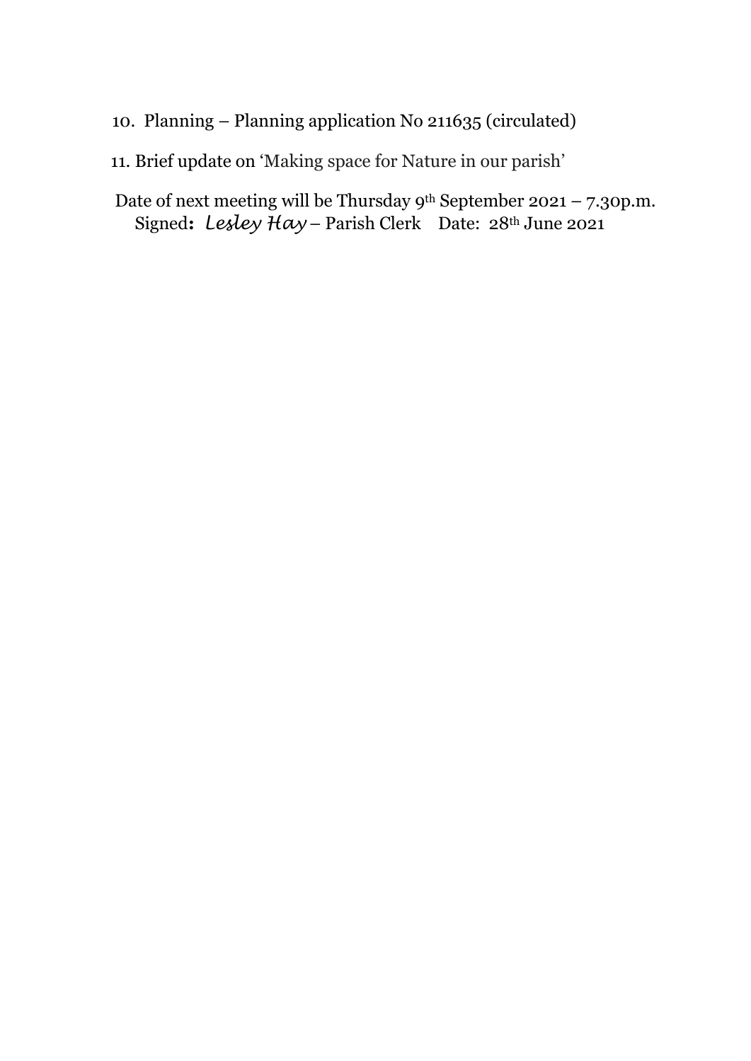10. Planning – Planning application No 211635 (circulated)

11. Brief update on 'Making space for Nature in our parish'

Date of next meeting will be Thursday 9th September 2021 – 7.30p.m.
Signed**:** *Lesley Hay* – Parish Clerk    Date: 28th June 2021